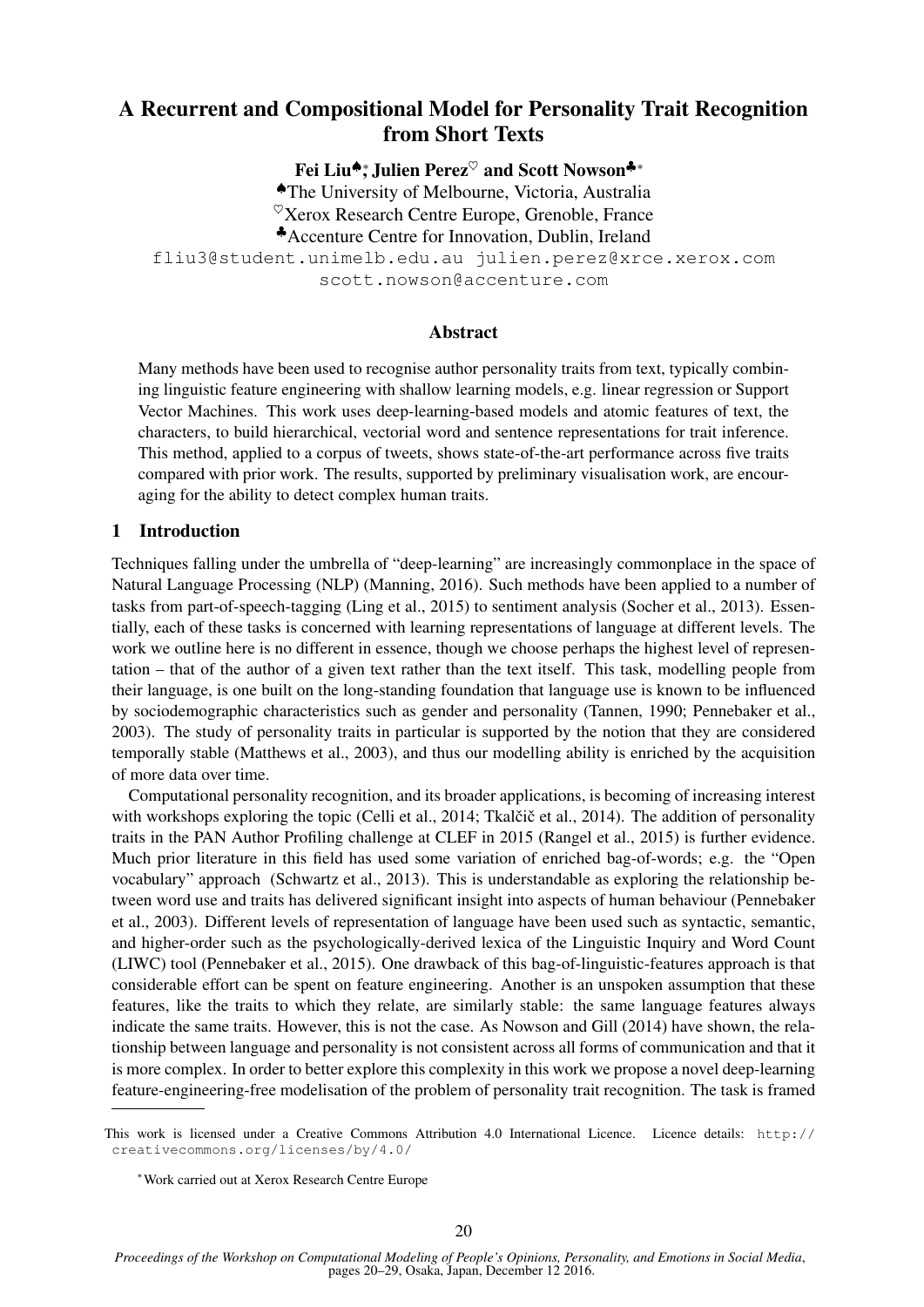# A Recurrent and Compositional Model for Personality Trait Recognition from Short Texts

**Fei Liu♠,\* Julien Perez♡ and Scott Nowson♣\***

♠The University of Melbourne, Victoria, Australia
♡Xerox Research Centre Europe, Grenoble, France
♣Accenture Centre for Innovation, Dublin, Ireland

fliu3@student.unimelb.edu.au julien.perez@xrce.xerox.com
scott.nowson@accenture.com

## Abstract

Many methods have been used to recognise author personality traits from text, typically combining linguistic feature engineering with shallow learning models, e.g. linear regression or Support Vector Machines. This work uses deep-learning-based models and atomic features of text, the characters, to build hierarchical, vectorial word and sentence representations for trait inference. This method, applied to a corpus of tweets, shows state-of-the-art performance across five traits compared with prior work. The results, supported by preliminary visualisation work, are encouraging for the ability to detect complex human traits.

## 1 Introduction

Techniques falling under the umbrella of "deep-learning" are increasingly commonplace in the space of Natural Language Processing (NLP) (Manning, 2016). Such methods have been applied to a number of tasks from part-of-speech-tagging (Ling et al., 2015) to sentiment analysis (Socher et al., 2013). Essentially, each of these tasks is concerned with learning representations of language at different levels. The work we outline here is no different in essence, though we choose perhaps the highest level of representation – that of the author of a given text rather than the text itself. This task, modelling people from their language, is one built on the long-standing foundation that language use is known to be influenced by sociodemographic characteristics such as gender and personality (Tannen, 1990; Pennebaker et al., 2003). The study of personality traits in particular is supported by the notion that they are considered temporally stable (Matthews et al., 2003), and thus our modelling ability is enriched by the acquisition of more data over time.

Computational personality recognition, and its broader applications, is becoming of increasing interest with workshops exploring the topic (Celli et al., 2014; Tkalčič et al., 2014). The addition of personality traits in the PAN Author Profiling challenge at CLEF in 2015 (Rangel et al., 2015) is further evidence. Much prior literature in this field has used some variation of enriched bag-of-words; e.g. the "Open vocabulary" approach (Schwartz et al., 2013). This is understandable as exploring the relationship between word use and traits has delivered significant insight into aspects of human behaviour (Pennebaker et al., 2003). Different levels of representation of language have been used such as syntactic, semantic, and higher-order such as the psychologically-derived lexica of the Linguistic Inquiry and Word Count (LIWC) tool (Pennebaker et al., 2015). One drawback of this bag-of-linguistic-features approach is that considerable effort can be spent on feature engineering. Another is an unspoken assumption that these features, like the traits to which they relate, are similarly stable: the same language features always indicate the same traits. However, this is not the case. As Nowson and Gill (2014) have shown, the relationship between language and personality is not consistent across all forms of communication and that it is more complex. In order to better explore this complexity in this work we propose a novel deep-learning feature-engineering-free modelisation of the problem of personality trait recognition. The task is framed

This work is licensed under a Creative Commons Attribution 4.0 International Licence. Licence details: http://creativecommons.org/licenses/by/4.0/

\*Work carried out at Xerox Research Centre Europe

*Proceedings of the Workshop on Computational Modeling of People's Opinions, Personality, and Emotions in Social Media*, pages 20–29, Osaka, Japan, December 12 2016.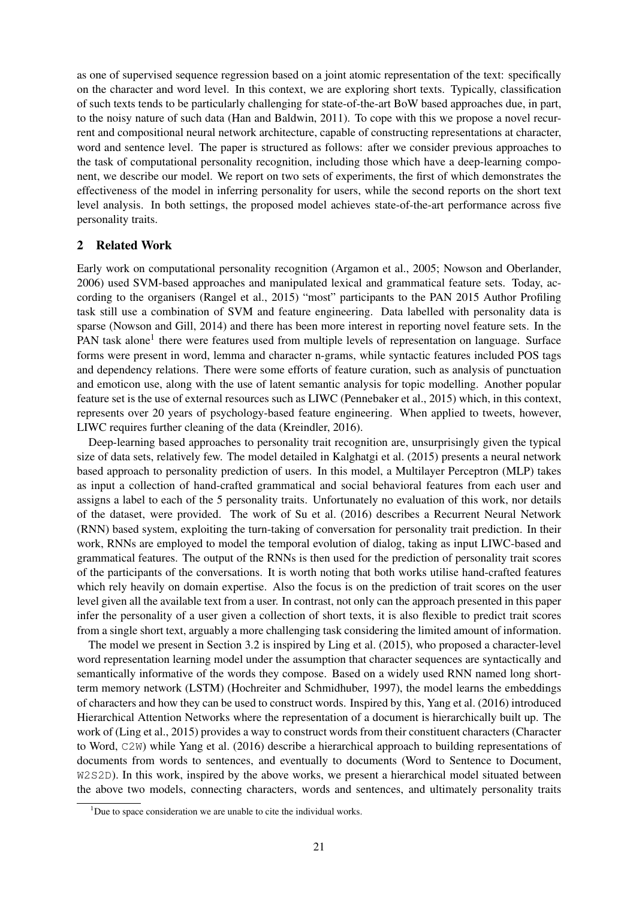as one of supervised sequence regression based on a joint atomic representation of the text: specifically on the character and word level. In this context, we are exploring short texts. Typically, classification of such texts tends to be particularly challenging for state-of-the-art BoW based approaches due, in part, to the noisy nature of such data (Han and Baldwin, 2011). To cope with this we propose a novel recurrent and compositional neural network architecture, capable of constructing representations at character, word and sentence level. The paper is structured as follows: after we consider previous approaches to the task of computational personality recognition, including those which have a deep-learning component, we describe our model. We report on two sets of experiments, the first of which demonstrates the effectiveness of the model in inferring personality for users, while the second reports on the short text level analysis. In both settings, the proposed model achieves state-of-the-art performance across five personality traits.

## 2 Related Work

Early work on computational personality recognition (Argamon et al., 2005; Nowson and Oberlander, 2006) used SVM-based approaches and manipulated lexical and grammatical feature sets. Today, according to the organisers (Rangel et al., 2015) "most" participants to the PAN 2015 Author Profiling task still use a combination of SVM and feature engineering. Data labelled with personality data is sparse (Nowson and Gill, 2014) and there has been more interest in reporting novel feature sets. In the PAN task alone[1] there were features used from multiple levels of representation on language. Surface forms were present in word, lemma and character n-grams, while syntactic features included POS tags and dependency relations. There were some efforts of feature curation, such as analysis of punctuation and emoticon use, along with the use of latent semantic analysis for topic modelling. Another popular feature set is the use of external resources such as LIWC (Pennebaker et al., 2015) which, in this context, represents over 20 years of psychology-based feature engineering. When applied to tweets, however, LIWC requires further cleaning of the data (Kreindler, 2016).

Deep-learning based approaches to personality trait recognition are, unsurprisingly given the typical size of data sets, relatively few. The model detailed in Kalghatgi et al. (2015) presents a neural network based approach to personality prediction of users. In this model, a Multilayer Perceptron (MLP) takes as input a collection of hand-crafted grammatical and social behavioral features from each user and assigns a label to each of the 5 personality traits. Unfortunately no evaluation of this work, nor details of the dataset, were provided. The work of Su et al. (2016) describes a Recurrent Neural Network (RNN) based system, exploiting the turn-taking of conversation for personality trait prediction. In their work, RNNs are employed to model the temporal evolution of dialog, taking as input LIWC-based and grammatical features. The output of the RNNs is then used for the prediction of personality trait scores of the participants of the conversations. It is worth noting that both works utilise hand-crafted features which rely heavily on domain expertise. Also the focus is on the prediction of trait scores on the user level given all the available text from a user. In contrast, not only can the approach presented in this paper infer the personality of a user given a collection of short texts, it is also flexible to predict trait scores from a single short text, arguably a more challenging task considering the limited amount of information.

The model we present in Section 3.2 is inspired by Ling et al. (2015), who proposed a character-level word representation learning model under the assumption that character sequences are syntactically and semantically informative of the words they compose. Based on a widely used RNN named long short-term memory network (LSTM) (Hochreiter and Schmidhuber, 1997), the model learns the embeddings of characters and how they can be used to construct words. Inspired by this, Yang et al. (2016) introduced Hierarchical Attention Networks where the representation of a document is hierarchically built up. The work of (Ling et al., 2015) provides a way to construct words from their constituent characters (Character to Word, `C2W`) while Yang et al. (2016) describe a hierarchical approach to building representations of documents from words to sentences, and eventually to documents (Word to Sentence to Document, `W2S2D`). In this work, inspired by the above works, we present a hierarchical model situated between the above two models, connecting characters, words and sentences, and ultimately personality traits

[1] Due to space consideration we are unable to cite the individual works.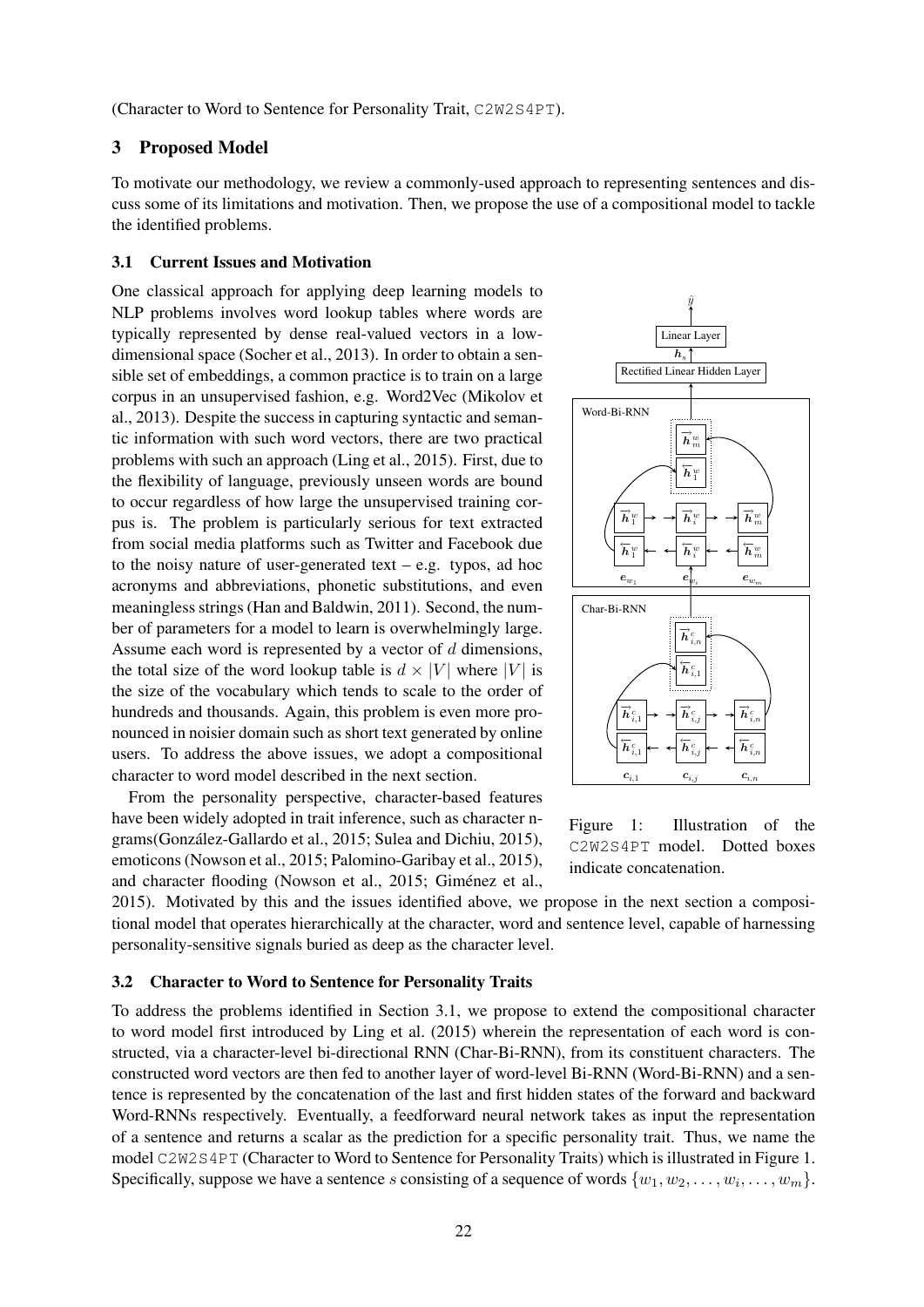(Character to Word to Sentence for Personality Trait, C2W2S4PT).

## 3 Proposed Model

To motivate our methodology, we review a commonly-used approach to representing sentences and discuss some of its limitations and motivation. Then, we propose the use of a compositional model to tackle the identified problems.

### 3.1 Current Issues and Motivation

One classical approach for applying deep learning models to NLP problems involves word lookup tables where words are typically represented by dense real-valued vectors in a low-dimensional space (Socher et al., 2013). In order to obtain a sensible set of embeddings, a common practice is to train on a large corpus in an unsupervised fashion, e.g. Word2Vec (Mikolov et al., 2013). Despite the success in capturing syntactic and semantic information with such word vectors, there are two practical problems with such an approach (Ling et al., 2015). First, due to the flexibility of language, previously unseen words are bound to occur regardless of how large the unsupervised training corpus is. The problem is particularly serious for text extracted from social media platforms such as Twitter and Facebook due to the noisy nature of user-generated text – e.g. typos, ad hoc acronyms and abbreviations, phonetic substitutions, and even meaningless strings (Han and Baldwin, 2011). Second, the number of parameters for a model to learn is overwhelmingly large. Assume each word is represented by a vector of $d$ dimensions, the total size of the word lookup table is $d \times |V|$ where $|V|$ is the size of the vocabulary which tends to scale to the order of hundreds and thousands. Again, this problem is even more pronounced in noisier domain such as short text generated by online users. To address the above issues, we adopt a compositional character to word model described in the next section.

From the personality perspective, character-based features have been widely adopted in trait inference, such as character n-grams(González-Gallardo et al., 2015; Sulea and Dichiu, 2015), emoticons (Nowson et al., 2015; Palomino-Garibay et al., 2015), and character flooding (Nowson et al., 2015; Giménez et al., 2015). Motivated by this and the issues identified above, we propose in the next section a compositional model that operates hierarchically at the character, word and sentence level, capable of harnessing personality-sensitive signals buried as deep as the character level.

Figure 1: Illustration of the C2W2S4PT model. Dotted boxes indicate concatenation.

### 3.2 Character to Word to Sentence for Personality Traits

To address the problems identified in Section 3.1, we propose to extend the compositional character to word model first introduced by Ling et al. (2015) wherein the representation of each word is constructed, via a character-level bi-directional RNN (Char-Bi-RNN), from its constituent characters. The constructed word vectors are then fed to another layer of word-level Bi-RNN (Word-Bi-RNN) and a sentence is represented by the concatenation of the last and first hidden states of the forward and backward Word-RNNs respectively. Eventually, a feedforward neural network takes as input the representation of a sentence and returns a scalar as the prediction for a specific personality trait. Thus, we name the model C2W2S4PT (Character to Word to Sentence for Personality Traits) which is illustrated in Figure 1. Specifically, suppose we have a sentence $s$ consisting of a sequence of words $\{w_1, w_2, \ldots, w_i, \ldots, w_m\}$.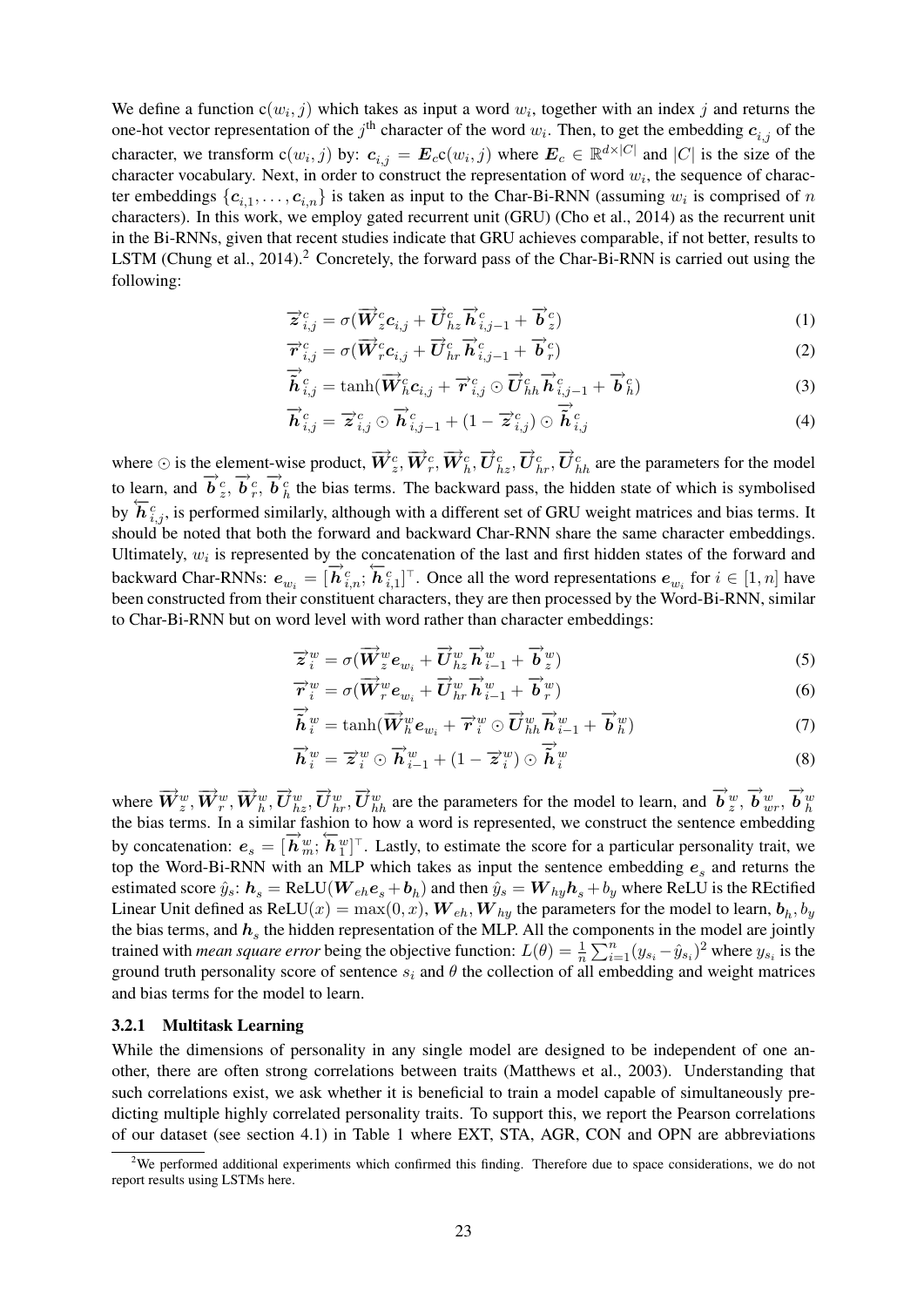We define a function $\mathrm{c}(w_i, j)$ which takes as input a word $w_i$, together with an index $j$ and returns the one-hot vector representation of the $j^{\text{th}}$ character of the word $w_i$. Then, to get the embedding $\boldsymbol{c}_{i,j}$ of the character, we transform $\mathrm{c}(w_i, j)$ by: $\boldsymbol{c}_{i,j} = \boldsymbol{E}_c \mathrm{c}(w_i, j)$ where $\boldsymbol{E}_c \in \mathbb{R}^{d \times |C|}$ and $|C|$ is the size of the character vocabulary. Next, in order to construct the representation of word $w_i$, the sequence of character embeddings $\{\boldsymbol{c}_{i,1}, \ldots, \boldsymbol{c}_{i,n}\}$ is taken as input to the Char-Bi-RNN (assuming $w_i$ is comprised of $n$ characters). In this work, we employ gated recurrent unit (GRU) (Cho et al., 2014) as the recurrent unit in the Bi-RNNs, given that recent studies indicate that GRU achieves comparable, if not better, results to LSTM (Chung et al., 2014).[2] Concretely, the forward pass of the Char-Bi-RNN is carried out using the following:

$$\overrightarrow{\boldsymbol{z}}^{c}_{i,j} = \sigma(\overrightarrow{\boldsymbol{W}}^{c}_{z}\boldsymbol{c}_{i,j} + \overrightarrow{\boldsymbol{U}}^{c}_{hz}\overrightarrow{\boldsymbol{h}}^{c}_{i,j-1} + \overrightarrow{\boldsymbol{b}}^{c}_{z}) \tag{1}$$

$$\overrightarrow{\boldsymbol{r}}^{c}_{i,j} = \sigma(\overrightarrow{\boldsymbol{W}}^{c}_{r}\boldsymbol{c}_{i,j} + \overrightarrow{\boldsymbol{U}}^{c}_{hr}\overrightarrow{\boldsymbol{h}}^{c}_{i,j-1} + \overrightarrow{\boldsymbol{b}}^{c}_{r}) \tag{2}$$

$$\overrightarrow{\tilde{\boldsymbol{h}}}^{c}_{i,j} = \tanh(\overrightarrow{\boldsymbol{W}}^{c}_{h}\boldsymbol{c}_{i,j} + \overrightarrow{\boldsymbol{r}}^{c}_{i,j} \odot \overrightarrow{\boldsymbol{U}}^{c}_{hh}\overrightarrow{\boldsymbol{h}}^{c}_{i,j-1} + \overrightarrow{\boldsymbol{b}}^{c}_{h}) \tag{3}$$

$$\overrightarrow{\boldsymbol{h}}^{c}_{i,j} = \overrightarrow{\boldsymbol{z}}^{c}_{i,j} \odot \overrightarrow{\boldsymbol{h}}^{c}_{i,j-1} + (1 - \overrightarrow{\boldsymbol{z}}^{c}_{i,j}) \odot \overrightarrow{\tilde{\boldsymbol{h}}}^{c}_{i,j} \tag{4}$$

where $\odot$ is the element-wise product, $\overrightarrow{\boldsymbol{W}}^{c}_{z}, \overrightarrow{\boldsymbol{W}}^{c}_{r}, \overrightarrow{\boldsymbol{W}}^{c}_{h}, \overrightarrow{\boldsymbol{U}}^{c}_{hz}, \overrightarrow{\boldsymbol{U}}^{c}_{hr}, \overrightarrow{\boldsymbol{U}}^{c}_{hh}$ are the parameters for the model to learn, and $\overrightarrow{\boldsymbol{b}}^{c}_{z}, \overrightarrow{\boldsymbol{b}}^{c}_{r}, \overrightarrow{\boldsymbol{b}}^{c}_{h}$ the bias terms. The backward pass, the hidden state of which is symbolised by $\overleftarrow{\boldsymbol{h}}^{c}_{i,j}$, is performed similarly, although with a different set of GRU weight matrices and bias terms. It should be noted that both the forward and backward Char-RNN share the same character embeddings. Ultimately, $w_i$ is represented by the concatenation of the last and first hidden states of the forward and backward Char-RNNs: $\boldsymbol{e}_{w_i} = [\overrightarrow{\boldsymbol{h}}^{c}_{i,n}; \overleftarrow{\boldsymbol{h}}^{c}_{i,1}]^{\top}$. Once all the word representations $\boldsymbol{e}_{w_i}$ for $i \in [1, n]$ have been constructed from their constituent characters, they are then processed by the Word-Bi-RNN, similar to Char-Bi-RNN but on word level with word rather than character embeddings:

$$\overrightarrow{\boldsymbol{z}}^{w}_{i} = \sigma(\overrightarrow{\boldsymbol{W}}^{w}_{z}\boldsymbol{e}_{w_i} + \overrightarrow{\boldsymbol{U}}^{w}_{hz}\overrightarrow{\boldsymbol{h}}^{w}_{i-1} + \overrightarrow{\boldsymbol{b}}^{w}_{z}) \tag{5}$$

$$\overrightarrow{\boldsymbol{r}}^{w}_{i} = \sigma(\overrightarrow{\boldsymbol{W}}^{w}_{r}\boldsymbol{e}_{w_i} + \overrightarrow{\boldsymbol{U}}^{w}_{hr}\overrightarrow{\boldsymbol{h}}^{w}_{i-1} + \overrightarrow{\boldsymbol{b}}^{w}_{r}) \tag{6}$$

$$\overrightarrow{\tilde{\boldsymbol{h}}}^{w}_{i} = \tanh(\overrightarrow{\boldsymbol{W}}^{w}_{h}\boldsymbol{e}_{w_i} + \overrightarrow{\boldsymbol{r}}^{w}_{i} \odot \overrightarrow{\boldsymbol{U}}^{w}_{hh}\overrightarrow{\boldsymbol{h}}^{w}_{i-1} + \overrightarrow{\boldsymbol{b}}^{w}_{h}) \tag{7}$$

$$\overrightarrow{\boldsymbol{h}}^{w}_{i} = \overrightarrow{\boldsymbol{z}}^{w}_{i} \odot \overrightarrow{\boldsymbol{h}}^{w}_{i-1} + (1 - \overrightarrow{\boldsymbol{z}}^{w}_{i}) \odot \overrightarrow{\tilde{\boldsymbol{h}}}^{w}_{i} \tag{8}$$

where $\overrightarrow{\boldsymbol{W}}^{w}_{z}, \overrightarrow{\boldsymbol{W}}^{w}_{r}, \overrightarrow{\boldsymbol{W}}^{w}_{h}, \overrightarrow{\boldsymbol{U}}^{w}_{hz}, \overrightarrow{\boldsymbol{U}}^{w}_{hr}, \overrightarrow{\boldsymbol{U}}^{w}_{hh}$ are the parameters for the model to learn, and $\overrightarrow{\boldsymbol{b}}^{w}_{z}, \overrightarrow{\boldsymbol{b}}^{w}_{wr}, \overrightarrow{\boldsymbol{b}}^{w}_{h}$ the bias terms. In a similar fashion to how a word is represented, we construct the sentence embedding by concatenation: $\boldsymbol{e}_s = [\overrightarrow{\boldsymbol{h}}^{w}_{m}; \overleftarrow{\boldsymbol{h}}^{w}_{1}]^{\top}$. Lastly, to estimate the score for a particular personality trait, we top the Word-Bi-RNN with an MLP which takes as input the sentence embedding $\boldsymbol{e}_s$ and returns the estimated score $\hat{y}_s$: $\boldsymbol{h}_s = \mathrm{ReLU}(\boldsymbol{W}_{eh}\boldsymbol{e}_s + \boldsymbol{b}_h)$ and then $\hat{y}_s = \boldsymbol{W}_{hy}\boldsymbol{h}_s + b_y$ where ReLU is the REctified Linear Unit defined as $\mathrm{ReLU}(x) = \max(0, x)$, $\boldsymbol{W}_{eh}, \boldsymbol{W}_{hy}$ the parameters for the model to learn, $\boldsymbol{b}_h, b_y$ the bias terms, and $\boldsymbol{h}_s$ the hidden representation of the MLP. All the components in the model are jointly trained with *mean square error* being the objective function: $L(\theta) = \frac{1}{n}\sum_{i=1}^{n}(y_{s_i} - \hat{y}_{s_i})^2$ where $y_{s_i}$ is the ground truth personality score of sentence $s_i$ and $\theta$ the collection of all embedding and weight matrices and bias terms for the model to learn.

### 3.2.1 Multitask Learning

While the dimensions of personality in any single model are designed to be independent of one another, there are often strong correlations between traits (Matthews et al., 2003). Understanding that such correlations exist, we ask whether it is beneficial to train a model capable of simultaneously predicting multiple highly correlated personality traits. To support this, we report the Pearson correlations of our dataset (see section 4.1) in Table 1 where EXT, STA, AGR, CON and OPN are abbreviations

[2] We performed additional experiments which confirmed this finding. Therefore due to space considerations, we do not report results using LSTMs here.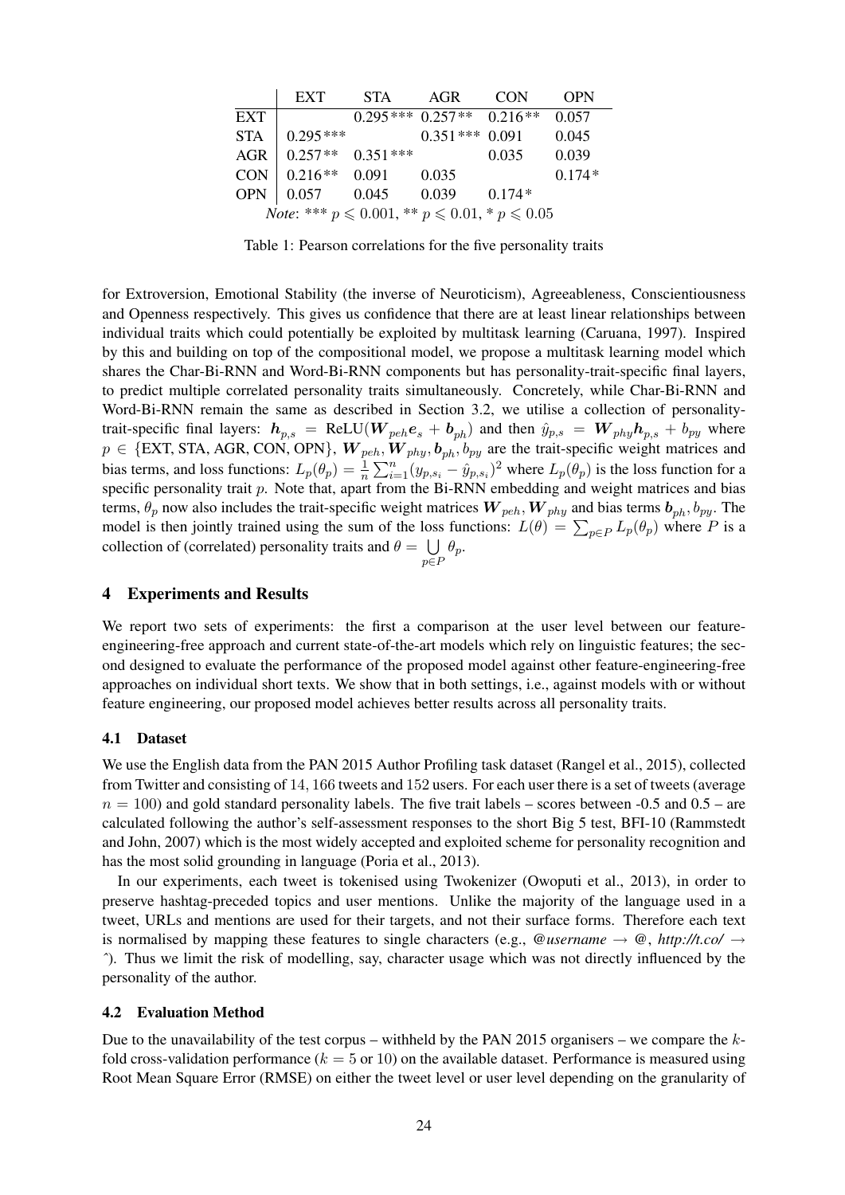|  | EXT | STA | AGR | CON | OPN |
|---|---|---|---|---|---|
| EXT |  | 0.295*** | 0.257** | 0.216** | 0.057 |
| STA | 0.295*** |  | 0.351*** | 0.091 | 0.045 |
| AGR | 0.257** | 0.351*** |  | 0.035 | 0.039 |
| CON | 0.216** | 0.091 | 0.035 |  | 0.174* |
| OPN | 0.057 | 0.045 | 0.039 | 0.174* |  |

*Note*: *** $p \leqslant 0.001$, ** $p \leqslant 0.01$, * $p \leqslant 0.05$

Table 1: Pearson correlations for the five personality traits

for Extroversion, Emotional Stability (the inverse of Neuroticism), Agreeableness, Conscientiousness and Openness respectively. This gives us confidence that there are at least linear relationships between individual traits which could potentially be exploited by multitask learning (Caruana, 1997). Inspired by this and building on top of the compositional model, we propose a multitask learning model which shares the Char-Bi-RNN and Word-Bi-RNN components but has personality-trait-specific final layers, to predict multiple correlated personality traits simultaneously. Concretely, while Char-Bi-RNN and Word-Bi-RNN remain the same as described in Section 3.2, we utilise a collection of personality-trait-specific final layers: $\boldsymbol{h}_{p,s} = \text{ReLU}(\boldsymbol{W}_{peh}\boldsymbol{e}_s + \boldsymbol{b}_{ph})$ and then $\hat{y}_{p,s} = \boldsymbol{W}_{phy}\boldsymbol{h}_{p,s} + b_{py}$ where $p \in$ {EXT, STA, AGR, CON, OPN}, $\boldsymbol{W}_{peh}, \boldsymbol{W}_{phy}, \boldsymbol{b}_{ph}, b_{py}$ are the trait-specific weight matrices and bias terms, and loss functions: $L_p(\theta_p) = \frac{1}{n}\sum_{i=1}^{n}(y_{p,s_i} - \hat{y}_{p,s_i})^2$ where $L_p(\theta_p)$ is the loss function for a specific personality trait $p$. Note that, apart from the Bi-RNN embedding and weight matrices and bias terms, $\theta_p$ now also includes the trait-specific weight matrices $\boldsymbol{W}_{peh}, \boldsymbol{W}_{phy}$ and bias terms $\boldsymbol{b}_{ph}, b_{py}$. The model is then jointly trained using the sum of the loss functions: $L(\theta) = \sum_{p \in P} L_p(\theta_p)$ where $P$ is a collection of (correlated) personality traits and $\theta = \bigcup_{p \in P} \theta_p$.

## 4 Experiments and Results

We report two sets of experiments: the first a comparison at the user level between our feature-engineering-free approach and current state-of-the-art models which rely on linguistic features; the second designed to evaluate the performance of the proposed model against other feature-engineering-free approaches on individual short texts. We show that in both settings, i.e., against models with or without feature engineering, our proposed model achieves better results across all personality traits.

### 4.1 Dataset

We use the English data from the PAN 2015 Author Profiling task dataset (Rangel et al., 2015), collected from Twitter and consisting of 14,166 tweets and 152 users. For each user there is a set of tweets (average $n = 100$) and gold standard personality labels. The five trait labels – scores between -0.5 and 0.5 – are calculated following the author's self-assessment responses to the short Big 5 test, BFI-10 (Rammstedt and John, 2007) which is the most widely accepted and exploited scheme for personality recognition and has the most solid grounding in language (Poria et al., 2013).

In our experiments, each tweet is tokenised using Twokenizer (Owoputi et al., 2013), in order to preserve hashtag-preceded topics and user mentions. Unlike the majority of the language used in a tweet, URLs and mentions are used for their targets, and not their surface forms. Therefore each text is normalised by mapping these features to single characters (e.g., *@username* → @, *http://t.co/* → ^). Thus we limit the risk of modelling, say, character usage which was not directly influenced by the personality of the author.

### 4.2 Evaluation Method

Due to the unavailability of the test corpus – withheld by the PAN 2015 organisers – we compare the $k$-fold cross-validation performance ($k = 5$ or 10) on the available dataset. Performance is measured using Root Mean Square Error (RMSE) on either the tweet level or user level depending on the granularity of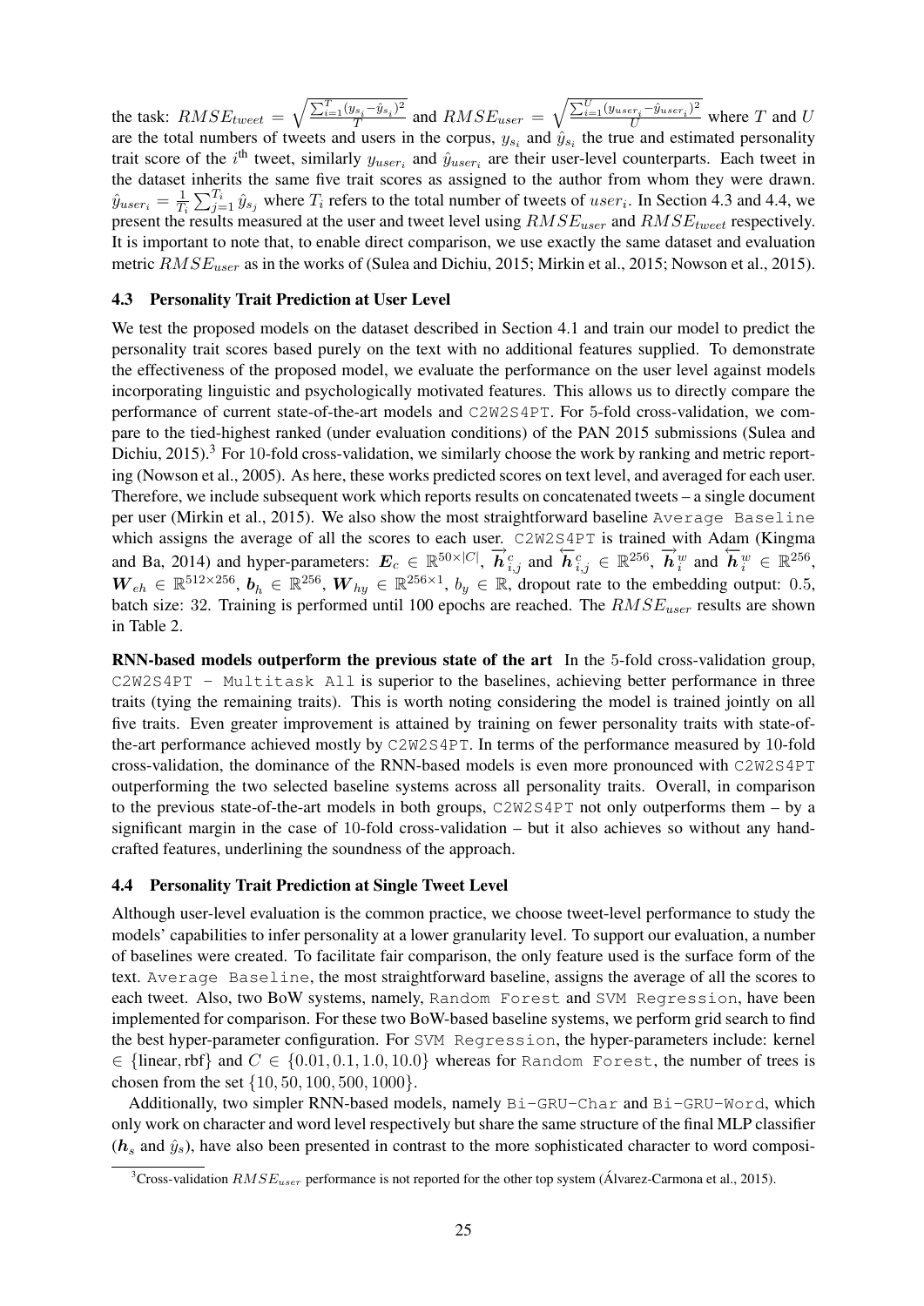the task: $RMSE_{tweet} = \sqrt{\frac{\sum_{i=1}^{T}(y_{s_i} - \hat{y}_{s_i})^2}{T}}$ and $RMSE_{user} = \sqrt{\frac{\sum_{i=1}^{U}(y_{user_i} - \hat{y}_{user_i})^2}{U}}$ where $T$ and $U$ are the total numbers of tweets and users in the corpus, $y_{s_i}$ and $\hat{y}_{s_i}$ the true and estimated personality trait score of the $i^{\text{th}}$ tweet, similarly $y_{user_i}$ and $\hat{y}_{user_i}$ are their user-level counterparts. Each tweet in the dataset inherits the same five trait scores as assigned to the author from whom they were drawn. $\hat{y}_{user_i} = \frac{1}{T_i} \sum_{j=1}^{T_i} \hat{y}_{s_j}$ where $T_i$ refers to the total number of tweets of $user_i$. In Section 4.3 and 4.4, we present the results measured at the user and tweet level using $RMSE_{user}$ and $RMSE_{tweet}$ respectively. It is important to note that, to enable direct comparison, we use exactly the same dataset and evaluation metric $RMSE_{user}$ as in the works of (Sulea and Dichiu, 2015; Mirkin et al., 2015; Nowson et al., 2015).

### 4.3 Personality Trait Prediction at User Level

We test the proposed models on the dataset described in Section 4.1 and train our model to predict the personality trait scores based purely on the text with no additional features supplied. To demonstrate the effectiveness of the proposed model, we evaluate the performance on the user level against models incorporating linguistic and psychologically motivated features. This allows us to directly compare the performance of current state-of-the-art models and `C2W2S4PT`. For 5-fold cross-validation, we compare to the tied-highest ranked (under evaluation conditions) of the PAN 2015 submissions (Sulea and Dichiu, 2015).[3] For 10-fold cross-validation, we similarly choose the work by ranking and metric reporting (Nowson et al., 2005). As here, these works predicted scores on text level, and averaged for each user. Therefore, we include subsequent work which reports results on concatenated tweets – a single document per user (Mirkin et al., 2015). We also show the most straightforward baseline `Average Baseline` which assigns the average of all the scores to each user. `C2W2S4PT` is trained with Adam (Kingma and Ba, 2014) and hyper-parameters: $\boldsymbol{E}_c \in \mathbb{R}^{50 \times |C|}$, $\overrightarrow{\boldsymbol{h}}_{i,j}^{c}$ and $\overleftarrow{\boldsymbol{h}}_{i,j}^{c} \in \mathbb{R}^{256}$, $\overrightarrow{\boldsymbol{h}}_{i}^{w}$ and $\overleftarrow{\boldsymbol{h}}_{i}^{w} \in \mathbb{R}^{256}$, $\boldsymbol{W}_{eh} \in \mathbb{R}^{512 \times 256}$, $\boldsymbol{b}_h \in \mathbb{R}^{256}$, $\boldsymbol{W}_{hy} \in \mathbb{R}^{256 \times 1}$, $b_y \in \mathbb{R}$, dropout rate to the embedding output: 0.5, batch size: 32. Training is performed until 100 epochs are reached. The $RMSE_{user}$ results are shown in Table 2.

**RNN-based models outperform the previous state of the art** In the 5-fold cross-validation group, `C2W2S4PT - Multitask All` is superior to the baselines, achieving better performance in three traits (tying the remaining traits). This is worth noting considering the model is trained jointly on all five traits. Even greater improvement is attained by training on fewer personality traits with state-of-the-art performance achieved mostly by `C2W2S4PT`. In terms of the performance measured by 10-fold cross-validation, the dominance of the RNN-based models is even more pronounced with `C2W2S4PT` outperforming the two selected baseline systems across all personality traits. Overall, in comparison to the previous state-of-the-art models in both groups, `C2W2S4PT` not only outperforms them – by a significant margin in the case of 10-fold cross-validation – but it also achieves so without any hand-crafted features, underlining the soundness of the approach.

### 4.4 Personality Trait Prediction at Single Tweet Level

Although user-level evaluation is the common practice, we choose tweet-level performance to study the models' capabilities to infer personality at a lower granularity level. To support our evaluation, a number of baselines were created. To facilitate fair comparison, the only feature used is the surface form of the text. `Average Baseline`, the most straightforward baseline, assigns the average of all the scores to each tweet. Also, two BoW systems, namely, `Random Forest` and `SVM Regression`, have been implemented for comparison. For these two BoW-based baseline systems, we perform grid search to find the best hyper-parameter configuration. For `SVM Regression`, the hyper-parameters include: kernel $\in$ {linear, rbf} and $C \in \{0.01, 0.1, 1.0, 10.0\}$ whereas for `Random Forest`, the number of trees is chosen from the set $\{10, 50, 100, 500, 1000\}$.

Additionally, two simpler RNN-based models, namely `Bi-GRU-Char` and `Bi-GRU-Word`, which only work on character and word level respectively but share the same structure of the final MLP classifier ($\boldsymbol{h}_s$ and $\hat{y}_s$), have also been presented in contrast to the more sophisticated character to word composi-

[3] Cross-validation $RMSE_{user}$ performance is not reported for the other top system (Álvarez-Carmona et al., 2015).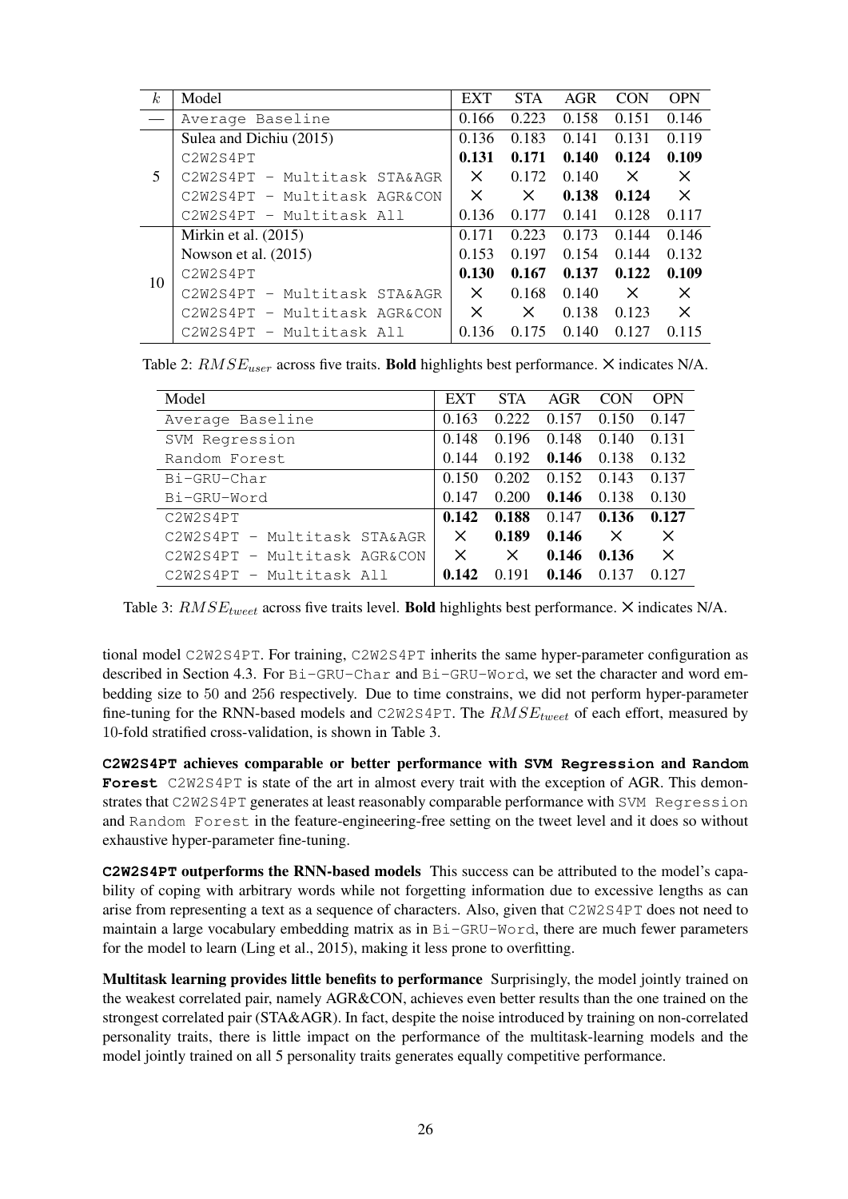| $k$ | Model | EXT | STA | AGR | CON | OPN |
|---|---|---|---|---|---|---|
| — | Average Baseline | 0.166 | 0.223 | 0.158 | 0.151 | 0.146 |
| 5 | Sulea and Dichiu (2015) | 0.136 | 0.183 | 0.141 | 0.131 | 0.119 |
| | C2W2S4PT | **0.131** | **0.171** | **0.140** | **0.124** | **0.109** |
| | C2W2S4PT - Multitask STA&AGR | × | 0.172 | 0.140 | × | × |
| | C2W2S4PT - Multitask AGR&CON | × | × | **0.138** | **0.124** | × |
| | C2W2S4PT - Multitask All | 0.136 | 0.177 | 0.141 | 0.128 | 0.117 |
| 10 | Mirkin et al. (2015) | 0.171 | 0.223 | 0.173 | 0.144 | 0.146 |
| | Nowson et al. (2015) | 0.153 | 0.197 | 0.154 | 0.144 | 0.132 |
| | C2W2S4PT | **0.130** | **0.167** | **0.137** | **0.122** | **0.109** |
| | C2W2S4PT - Multitask STA&AGR | × | 0.168 | 0.140 | × | × |
| | C2W2S4PT - Multitask AGR&CON | × | × | 0.138 | 0.123 | × |
| | C2W2S4PT - Multitask All | 0.136 | 0.175 | 0.140 | 0.127 | 0.115 |

Table 2: $RMSE_{user}$ across five traits. **Bold** highlights best performance. × indicates N/A.

| Model | EXT | STA | AGR | CON | OPN |
|---|---|---|---|---|---|
| Average Baseline | 0.163 | 0.222 | 0.157 | 0.150 | 0.147 |
| SVM Regression | 0.148 | 0.196 | 0.148 | 0.140 | 0.131 |
| Random Forest | 0.144 | 0.192 | **0.146** | 0.138 | 0.132 |
| Bi-GRU-Char | 0.150 | 0.202 | 0.152 | 0.143 | 0.137 |
| Bi-GRU-Word | 0.147 | 0.200 | **0.146** | 0.138 | 0.130 |
| C2W2S4PT | **0.142** | **0.188** | 0.147 | **0.136** | **0.127** |
| C2W2S4PT - Multitask STA&AGR | × | **0.189** | **0.146** | × | × |
| C2W2S4PT - Multitask AGR&CON | × | × | **0.146** | **0.136** | × |
| C2W2S4PT - Multitask All | **0.142** | 0.191 | **0.146** | 0.137 | 0.127 |

Table 3: $RMSE_{tweet}$ across five traits level. **Bold** highlights best performance. × indicates N/A.

tional model C2W2S4PT. For training, C2W2S4PT inherits the same hyper-parameter configuration as described in Section 4.3. For Bi-GRU-Char and Bi-GRU-Word, we set the character and word embedding size to 50 and 256 respectively. Due to time constrains, we did not perform hyper-parameter fine-tuning for the RNN-based models and C2W2S4PT. The $RMSE_{tweet}$ of each effort, measured by 10-fold stratified cross-validation, is shown in Table 3.

**C2W2S4PT achieves comparable or better performance with SVM Regression and Random Forest** C2W2S4PT is state of the art in almost every trait with the exception of AGR. This demonstrates that C2W2S4PT generates at least reasonably comparable performance with SVM Regression and Random Forest in the feature-engineering-free setting on the tweet level and it does so without exhaustive hyper-parameter fine-tuning.

**C2W2S4PT outperforms the RNN-based models** This success can be attributed to the model's capability of coping with arbitrary words while not forgetting information due to excessive lengths as can arise from representing a text as a sequence of characters. Also, given that C2W2S4PT does not need to maintain a large vocabulary embedding matrix as in Bi-GRU-Word, there are much fewer parameters for the model to learn (Ling et al., 2015), making it less prone to overfitting.

**Multitask learning provides little benefits to performance** Surprisingly, the model jointly trained on the weakest correlated pair, namely AGR&CON, achieves even better results than the one trained on the strongest correlated pair (STA&AGR). In fact, despite the noise introduced by training on non-correlated personality traits, there is little impact on the performance of the multitask-learning models and the model jointly trained on all 5 personality traits generates equally competitive performance.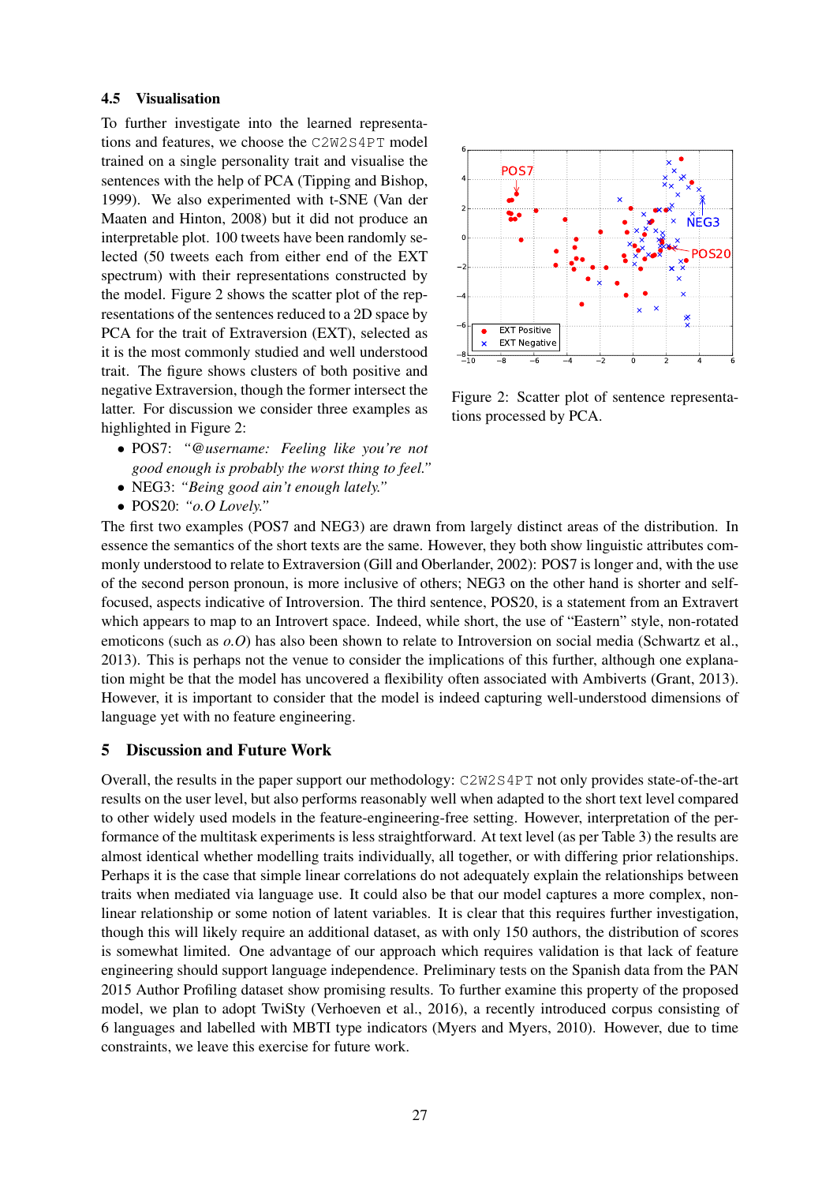### 4.5 Visualisation

To further investigate into the learned representations and features, we choose the C2W2S4PT model trained on a single personality trait and visualise the sentences with the help of PCA (Tipping and Bishop, 1999). We also experimented with t-SNE (Van der Maaten and Hinton, 2008) but it did not produce an interpretable plot. 100 tweets have been randomly selected (50 tweets each from either end of the EXT spectrum) with their representations constructed by the model. Figure 2 shows the scatter plot of the representations of the sentences reduced to a 2D space by PCA for the trait of Extraversion (EXT), selected as it is the most commonly studied and well understood trait. The figure shows clusters of both positive and negative Extraversion, though the former intersect the latter. For discussion we consider three examples as highlighted in Figure 2:

- POS7: *"@username: Feeling like you're not good enough is probably the worst thing to feel."*
- NEG3: *"Being good ain't enough lately."*
- POS20: *"o.O Lovely."*

Figure 2: Scatter plot of sentence representations processed by PCA.

The first two examples (POS7 and NEG3) are drawn from largely distinct areas of the distribution. In essence the semantics of the short texts are the same. However, they both show linguistic attributes commonly understood to relate to Extraversion (Gill and Oberlander, 2002): POS7 is longer and, with the use of the second person pronoun, is more inclusive of others; NEG3 on the other hand is shorter and self-focused, aspects indicative of Introversion. The third sentence, POS20, is a statement from an Extravert which appears to map to an Introvert space. Indeed, while short, the use of "Eastern" style, non-rotated emoticons (such as *o.O*) has also been shown to relate to Introversion on social media (Schwartz et al., 2013). This is perhaps not the venue to consider the implications of this further, although one explanation might be that the model has uncovered a flexibility often associated with Ambiverts (Grant, 2013). However, it is important to consider that the model is indeed capturing well-understood dimensions of language yet with no feature engineering.

## 5 Discussion and Future Work

Overall, the results in the paper support our methodology: C2W2S4PT not only provides state-of-the-art results on the user level, but also performs reasonably well when adapted to the short text level compared to other widely used models in the feature-engineering-free setting. However, interpretation of the performance of the multitask experiments is less straightforward. At text level (as per Table 3) the results are almost identical whether modelling traits individually, all together, or with differing prior relationships. Perhaps it is the case that simple linear correlations do not adequately explain the relationships between traits when mediated via language use. It could also be that our model captures a more complex, nonlinear relationship or some notion of latent variables. It is clear that this requires further investigation, though this will likely require an additional dataset, as with only 150 authors, the distribution of scores is somewhat limited. One advantage of our approach which requires validation is that lack of feature engineering should support language independence. Preliminary tests on the Spanish data from the PAN 2015 Author Profiling dataset show promising results. To further examine this property of the proposed model, we plan to adopt TwiSty (Verhoeven et al., 2016), a recently introduced corpus consisting of 6 languages and labelled with MBTI type indicators (Myers and Myers, 2010). However, due to time constraints, we leave this exercise for future work.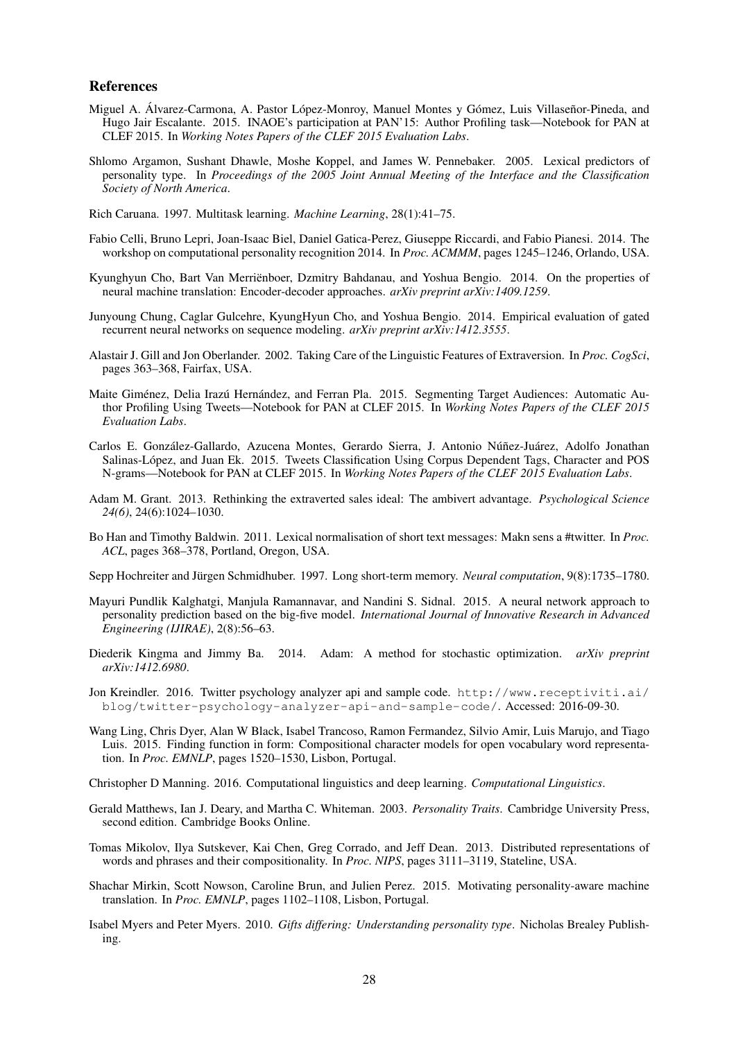## References

Miguel A. Álvarez-Carmona, A. Pastor López-Monroy, Manuel Montes y Gómez, Luis Villaseñor-Pineda, and Hugo Jair Escalante. 2015. INAOE's participation at PAN'15: Author Profiling task—Notebook for PAN at CLEF 2015. In *Working Notes Papers of the CLEF 2015 Evaluation Labs*.

Shlomo Argamon, Sushant Dhawle, Moshe Koppel, and James W. Pennebaker. 2005. Lexical predictors of personality type. In *Proceedings of the 2005 Joint Annual Meeting of the Interface and the Classification Society of North America*.

Rich Caruana. 1997. Multitask learning. *Machine Learning*, 28(1):41–75.

Fabio Celli, Bruno Lepri, Joan-Isaac Biel, Daniel Gatica-Perez, Giuseppe Riccardi, and Fabio Pianesi. 2014. The workshop on computational personality recognition 2014. In *Proc. ACMMM*, pages 1245–1246, Orlando, USA.

Kyunghyun Cho, Bart Van Merriënboer, Dzmitry Bahdanau, and Yoshua Bengio. 2014. On the properties of neural machine translation: Encoder-decoder approaches. *arXiv preprint arXiv:1409.1259*.

Junyoung Chung, Caglar Gulcehre, KyungHyun Cho, and Yoshua Bengio. 2014. Empirical evaluation of gated recurrent neural networks on sequence modeling. *arXiv preprint arXiv:1412.3555*.

Alastair J. Gill and Jon Oberlander. 2002. Taking Care of the Linguistic Features of Extraversion. In *Proc. CogSci*, pages 363–368, Fairfax, USA.

Maite Giménez, Delia Irazú Hernández, and Ferran Pla. 2015. Segmenting Target Audiences: Automatic Author Profiling Using Tweets—Notebook for PAN at CLEF 2015. In *Working Notes Papers of the CLEF 2015 Evaluation Labs*.

Carlos E. González-Gallardo, Azucena Montes, Gerardo Sierra, J. Antonio Núñez-Juárez, Adolfo Jonathan Salinas-López, and Juan Ek. 2015. Tweets Classification Using Corpus Dependent Tags, Character and POS N-grams—Notebook for PAN at CLEF 2015. In *Working Notes Papers of the CLEF 2015 Evaluation Labs*.

Adam M. Grant. 2013. Rethinking the extraverted sales ideal: The ambivert advantage. *Psychological Science 24(6)*, 24(6):1024–1030.

Bo Han and Timothy Baldwin. 2011. Lexical normalisation of short text messages: Makn sens a #twitter. In *Proc. ACL*, pages 368–378, Portland, Oregon, USA.

Sepp Hochreiter and Jürgen Schmidhuber. 1997. Long short-term memory. *Neural computation*, 9(8):1735–1780.

Mayuri Pundlik Kalghatgi, Manjula Ramannavar, and Nandini S. Sidnal. 2015. A neural network approach to personality prediction based on the big-five model. *International Journal of Innovative Research in Advanced Engineering (IJIRAE)*, 2(8):56–63.

Diederik Kingma and Jimmy Ba. 2014. Adam: A method for stochastic optimization. *arXiv preprint arXiv:1412.6980*.

Jon Kreindler. 2016. Twitter psychology analyzer api and sample code. `http://www.receptiviti.ai/blog/twitter-psychology-analyzer-api-and-sample-code/`. Accessed: 2016-09-30.

Wang Ling, Chris Dyer, Alan W Black, Isabel Trancoso, Ramon Fermandez, Silvio Amir, Luis Marujo, and Tiago Luis. 2015. Finding function in form: Compositional character models for open vocabulary word representation. In *Proc. EMNLP*, pages 1520–1530, Lisbon, Portugal.

Christopher D Manning. 2016. Computational linguistics and deep learning. *Computational Linguistics*.

Gerald Matthews, Ian J. Deary, and Martha C. Whiteman. 2003. *Personality Traits*. Cambridge University Press, second edition. Cambridge Books Online.

Tomas Mikolov, Ilya Sutskever, Kai Chen, Greg Corrado, and Jeff Dean. 2013. Distributed representations of words and phrases and their compositionality. In *Proc. NIPS*, pages 3111–3119, Stateline, USA.

Shachar Mirkin, Scott Nowson, Caroline Brun, and Julien Perez. 2015. Motivating personality-aware machine translation. In *Proc. EMNLP*, pages 1102–1108, Lisbon, Portugal.

Isabel Myers and Peter Myers. 2010. *Gifts differing: Understanding personality type*. Nicholas Brealey Publishing.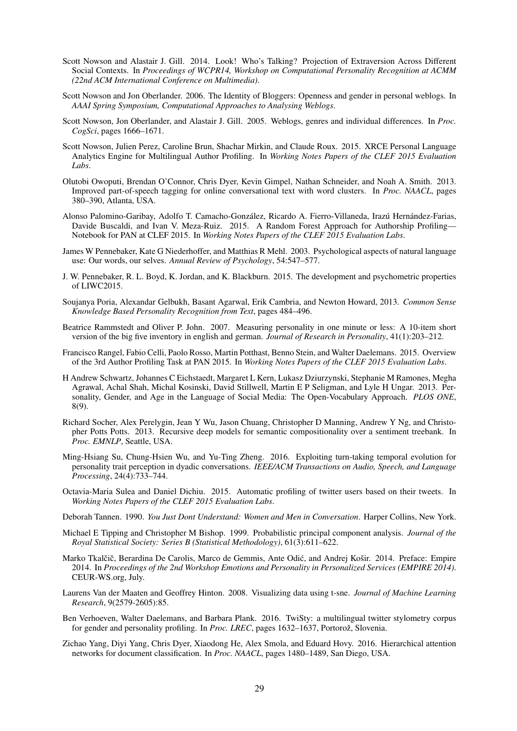Scott Nowson and Alastair J. Gill. 2014. Look! Who's Talking? Projection of Extraversion Across Different Social Contexts. In *Proceedings of WCPR14, Workshop on Computational Personality Recognition at ACMM (22nd ACM International Conference on Multimedia)*.

Scott Nowson and Jon Oberlander. 2006. The Identity of Bloggers: Openness and gender in personal weblogs. In *AAAI Spring Symposium, Computational Approaches to Analysing Weblogs*.

Scott Nowson, Jon Oberlander, and Alastair J. Gill. 2005. Weblogs, genres and individual differences. In *Proc. CogSci*, pages 1666–1671.

Scott Nowson, Julien Perez, Caroline Brun, Shachar Mirkin, and Claude Roux. 2015. XRCE Personal Language Analytics Engine for Multilingual Author Profiling. In *Working Notes Papers of the CLEF 2015 Evaluation Labs*.

Olutobi Owoputi, Brendan O'Connor, Chris Dyer, Kevin Gimpel, Nathan Schneider, and Noah A. Smith. 2013. Improved part-of-speech tagging for online conversational text with word clusters. In *Proc. NAACL*, pages 380–390, Atlanta, USA.

Alonso Palomino-Garibay, Adolfo T. Camacho-González, Ricardo A. Fierro-Villaneda, Irazú Hernández-Farias, Davide Buscaldi, and Ivan V. Meza-Ruiz. 2015. A Random Forest Approach for Authorship Profiling—Notebook for PAN at CLEF 2015. In *Working Notes Papers of the CLEF 2015 Evaluation Labs*.

James W Pennebaker, Kate G Niederhoffer, and Matthias R Mehl. 2003. Psychological aspects of natural language use: Our words, our selves. *Annual Review of Psychology*, 54:547–577.

J. W. Pennebaker, R. L. Boyd, K. Jordan, and K. Blackburn. 2015. The development and psychometric properties of LIWC2015.

Soujanya Poria, Alexandar Gelbukh, Basant Agarwal, Erik Cambria, and Newton Howard, 2013. *Common Sense Knowledge Based Personality Recognition from Text*, pages 484–496.

Beatrice Rammstedt and Oliver P. John. 2007. Measuring personality in one minute or less: A 10-item short version of the big five inventory in english and german. *Journal of Research in Personality*, 41(1):203–212.

Francisco Rangel, Fabio Celli, Paolo Rosso, Martin Potthast, Benno Stein, and Walter Daelemans. 2015. Overview of the 3rd Author Profiling Task at PAN 2015. In *Working Notes Papers of the CLEF 2015 Evaluation Labs*.

H Andrew Schwartz, Johannes C Eichstaedt, Margaret L Kern, Lukasz Dziurzynski, Stephanie M Ramones, Megha Agrawal, Achal Shah, Michal Kosinski, David Stillwell, Martin E P Seligman, and Lyle H Ungar. 2013. Personality, Gender, and Age in the Language of Social Media: The Open-Vocabulary Approach. *PLOS ONE*, 8(9).

Richard Socher, Alex Perelygin, Jean Y Wu, Jason Chuang, Christopher D Manning, Andrew Y Ng, and Christopher Potts Potts. 2013. Recursive deep models for semantic compositionality over a sentiment treebank. In *Proc. EMNLP*, Seattle, USA.

Ming-Hsiang Su, Chung-Hsien Wu, and Yu-Ting Zheng. 2016. Exploiting turn-taking temporal evolution for personality trait perception in dyadic conversations. *IEEE/ACM Transactions on Audio, Speech, and Language Processing*, 24(4):733–744.

Octavia-Maria Sulea and Daniel Dichiu. 2015. Automatic profiling of twitter users based on their tweets. In *Working Notes Papers of the CLEF 2015 Evaluation Labs*.

Deborah Tannen. 1990. *You Just Dont Understand: Women and Men in Conversation*. Harper Collins, New York.

Michael E Tipping and Christopher M Bishop. 1999. Probabilistic principal component analysis. *Journal of the Royal Statistical Society: Series B (Statistical Methodology)*, 61(3):611–622.

Marko Tkalčič, Berardina De Carolis, Marco de Gemmis, Ante Odić, and Andrej Košir. 2014. Preface: Empire 2014. In *Proceedings of the 2nd Workshop Emotions and Personality in Personalized Services (EMPIRE 2014)*. CEUR-WS.org, July.

Laurens Van der Maaten and Geoffrey Hinton. 2008. Visualizing data using t-sne. *Journal of Machine Learning Research*, 9(2579-2605):85.

Ben Verhoeven, Walter Daelemans, and Barbara Plank. 2016. TwiSty: a multilingual twitter stylometry corpus for gender and personality profiling. In *Proc. LREC*, pages 1632–1637, Portorož, Slovenia.

Zichao Yang, Diyi Yang, Chris Dyer, Xiaodong He, Alex Smola, and Eduard Hovy. 2016. Hierarchical attention networks for document classification. In *Proc. NAACL*, pages 1480–1489, San Diego, USA.